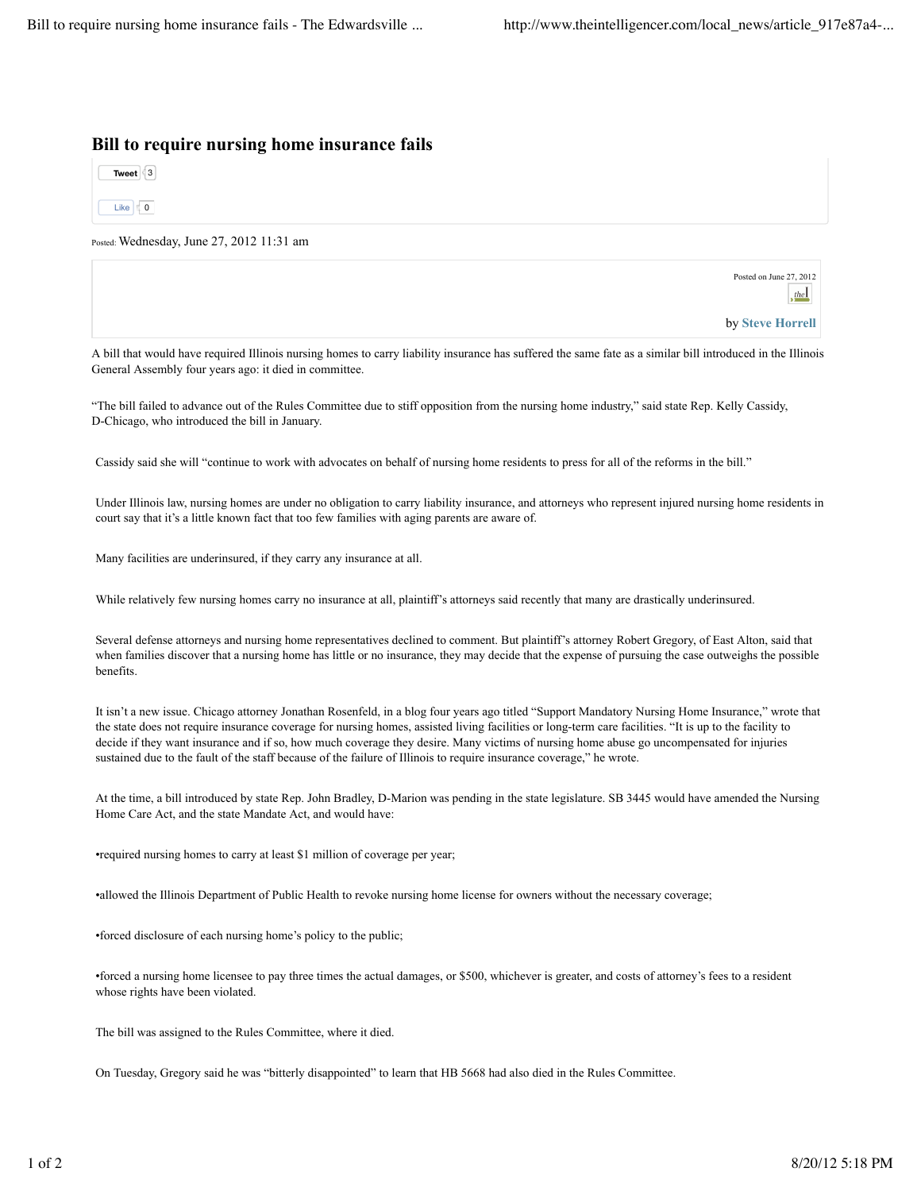# Bill to require nursing home insurance fails

Tweet 3

Like 0

Posted: Wednesday, June 27, 2012 11:31 am

Posted on June 27, 2012

by **Steve Horrell**

A bill that would have required Illinois nursing homes to carry liability insurance has suffered the same fate as a similar bill introduced in the Illinois General Assembly four years ago: it died in committee.

"The bill failed to advance out of the Rules Committee due to stiff opposition from the nursing home industry," said state Rep. Kelly Cassidy, D-Chicago, who introduced the bill in January.

Cassidy said she will "continue to work with advocates on behalf of nursing home residents to press for all of the reforms in the bill."

Under Illinois law, nursing homes are under no obligation to carry liability insurance, and attorneys who represent injured nursing home residents in court say that it's a little known fact that too few families with aging parents are aware of.

Many facilities are underinsured, if they carry any insurance at all.

While relatively few nursing homes carry no insurance at all, plaintiff's attorneys said recently that many are drastically underinsured.

Several defense attorneys and nursing home representatives declined to comment. But plaintiff's attorney Robert Gregory, of East Alton, said that when families discover that a nursing home has little or no insurance, they may decide that the expense of pursuing the case outweighs the possible benefits.

It isn't a new issue. Chicago attorney Jonathan Rosenfeld, in a blog four years ago titled "Support Mandatory Nursing Home Insurance," wrote that the state does not require insurance coverage for nursing homes, assisted living facilities or long-term care facilities. "It is up to the facility to decide if they want insurance and if so, how much coverage they desire. Many victims of nursing home abuse go uncompensated for injuries sustained due to the fault of the staff because of the failure of Illinois to require insurance coverage," he wrote.

At the time, a bill introduced by state Rep. John Bradley, D-Marion was pending in the state legislature. SB 3445 would have amended the Nursing Home Care Act, and the state Mandate Act, and would have:

•required nursing homes to carry at least $1 million of coverage per year;

•allowed the Illinois Department of Public Health to revoke nursing home license for owners without the necessary coverage;

•forced disclosure of each nursing home's policy to the public;

•forced a nursing home licensee to pay three times the actual damages, or $500, whichever is greater, and costs of attorney's fees to a resident whose rights have been violated.

The bill was assigned to the Rules Committee, where it died.

On Tuesday, Gregory said he was "bitterly disappointed" to learn that HB 5668 had also died in the Rules Committee.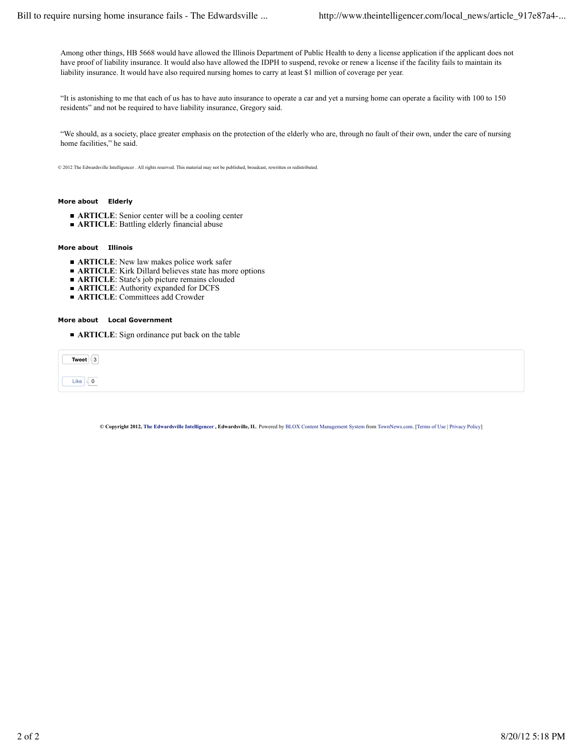Among other things, HB 5668 would have allowed the Illinois Department of Public Health to deny a license application if the applicant does not have proof of liability insurance. It would also have allowed the IDPH to suspend, revoke or renew a license if the facility fails to maintain its liability insurance. It would have also required nursing homes to carry at least $1 million of coverage per year.

"It is astonishing to me that each of us has to have auto insurance to operate a car and yet a nursing home can operate a facility with 100 to 150 residents" and not be required to have liability insurance, Gregory said.

"We should, as a society, place greater emphasis on the protection of the elderly who are, through no fault of their own, under the care of nursing home facilities," he said.

© 2012 The Edwardsville Intelligencer . All rights reserved. This material may not be published, broadcast, rewritten or redistributed.

**More about Elderly**

- **ARTICLE**: Senior center will be a cooling center
- **ARTICLE**: Battling elderly financial abuse

**More about Illinois**

- **ARTICLE**: New law makes police work safer
- **ARTICLE**: Kirk Dillard believes state has more options
- **ARTICLE**: State's job picture remains clouded
- **ARTICLE**: Authority expanded for DCFS
- **ARTICLE**: Committees add Crowder

**More about Local Government**

- **ARTICLE**: Sign ordinance put back on the table

Tweet 3

Like 0

**© Copyright 2012, The Edwardsville Intelligencer , Edwardsville, IL**. Powered by BLOX Content Management System from TownNews.com. [Terms of Use | Privacy Policy]